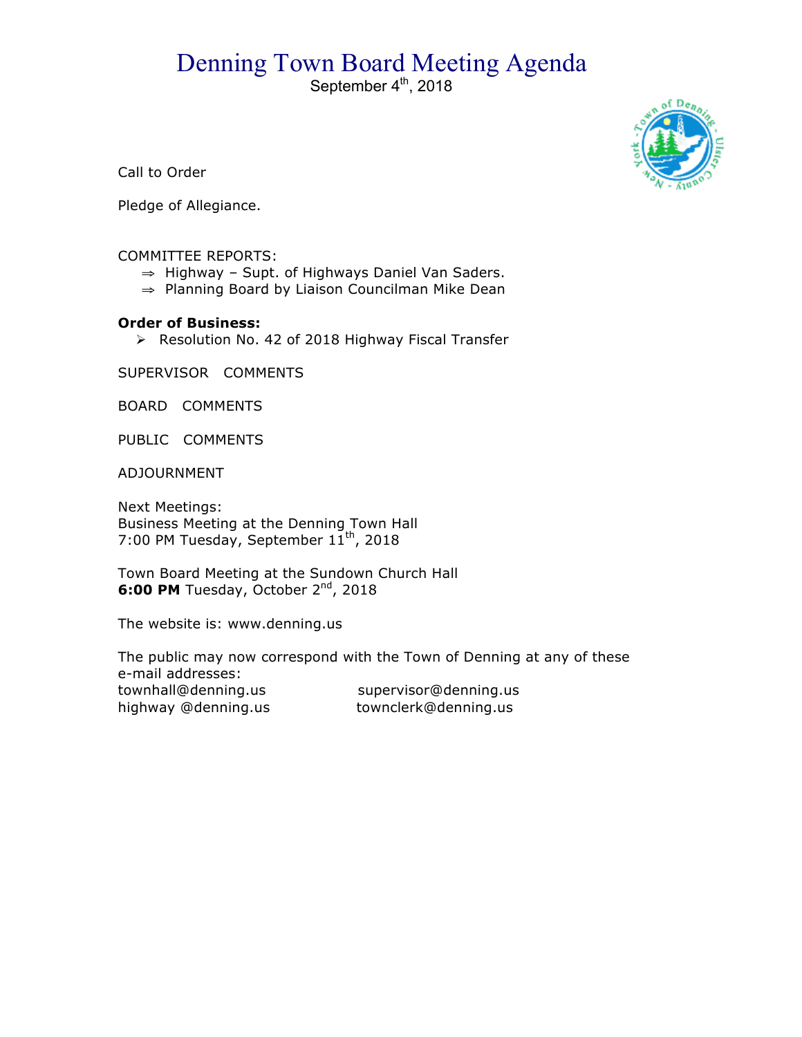# Denning Town Board Meeting Agenda

September 4th, 2018

Call to Order

Pledge of Allegiance.

COMMITTEE REPORTS:

- ⇒ Highway – Supt. of Highways Daniel Van Saders.
- ⇒ Planning Board by Liaison Councilman Mike Dean

**Order of Business:**

- ➢ Resolution No. 42 of 2018 Highway Fiscal Transfer

SUPERVISOR COMMENTS

BOARD COMMENTS

PUBLIC COMMENTS

ADJOURNMENT

Next Meetings:
Business Meeting at the Denning Town Hall
7:00 PM Tuesday, September 11th, 2018

Town Board Meeting at the Sundown Church Hall
**6:00 PM** Tuesday, October 2nd, 2018

The website is: www.denning.us

The public may now correspond with the Town of Denning at any of these e-mail addresses:

townhall@denning.us    supervisor@denning.us
highway @denning.us    townclerk@denning.us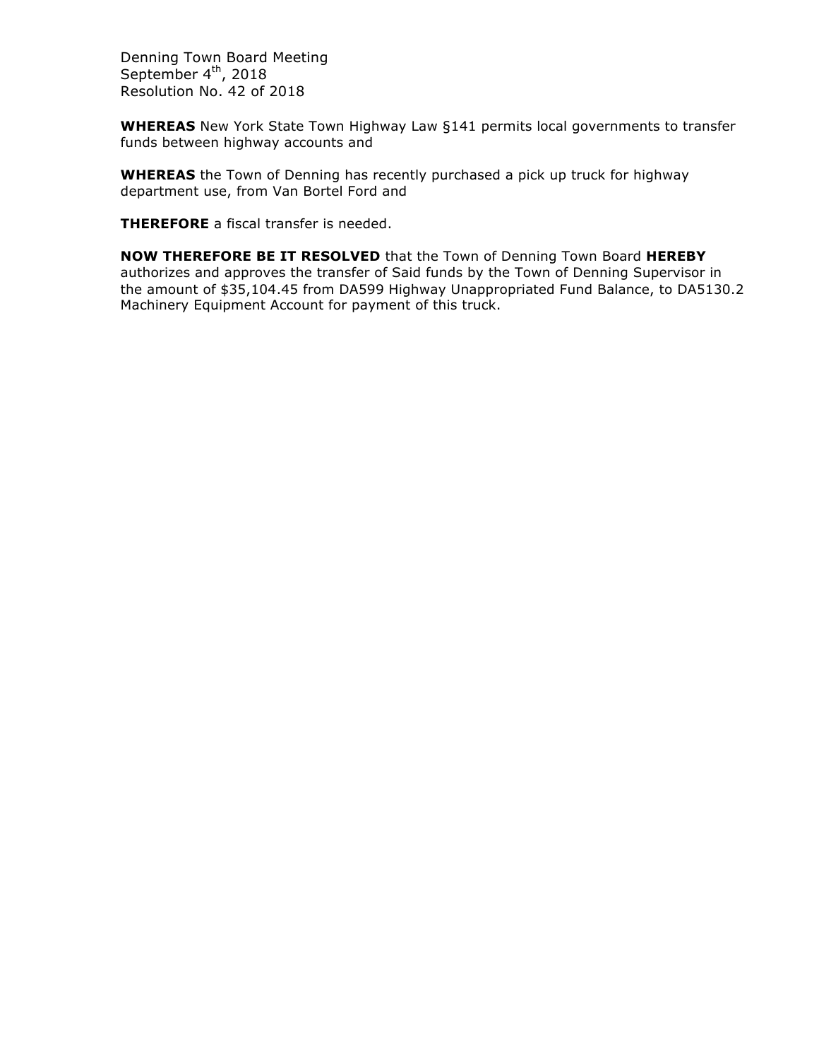Denning Town Board Meeting
September 4th, 2018
Resolution No. 42 of 2018

**WHEREAS** New York State Town Highway Law §141 permits local governments to transfer funds between highway accounts and

**WHEREAS** the Town of Denning has recently purchased a pick up truck for highway department use, from Van Bortel Ford and

**THEREFORE** a fiscal transfer is needed.

**NOW THEREFORE BE IT RESOLVED** that the Town of Denning Town Board **HEREBY** authorizes and approves the transfer of Said funds by the Town of Denning Supervisor in the amount of $35,104.45 from DA599 Highway Unappropriated Fund Balance, to DA5130.2 Machinery Equipment Account for payment of this truck.